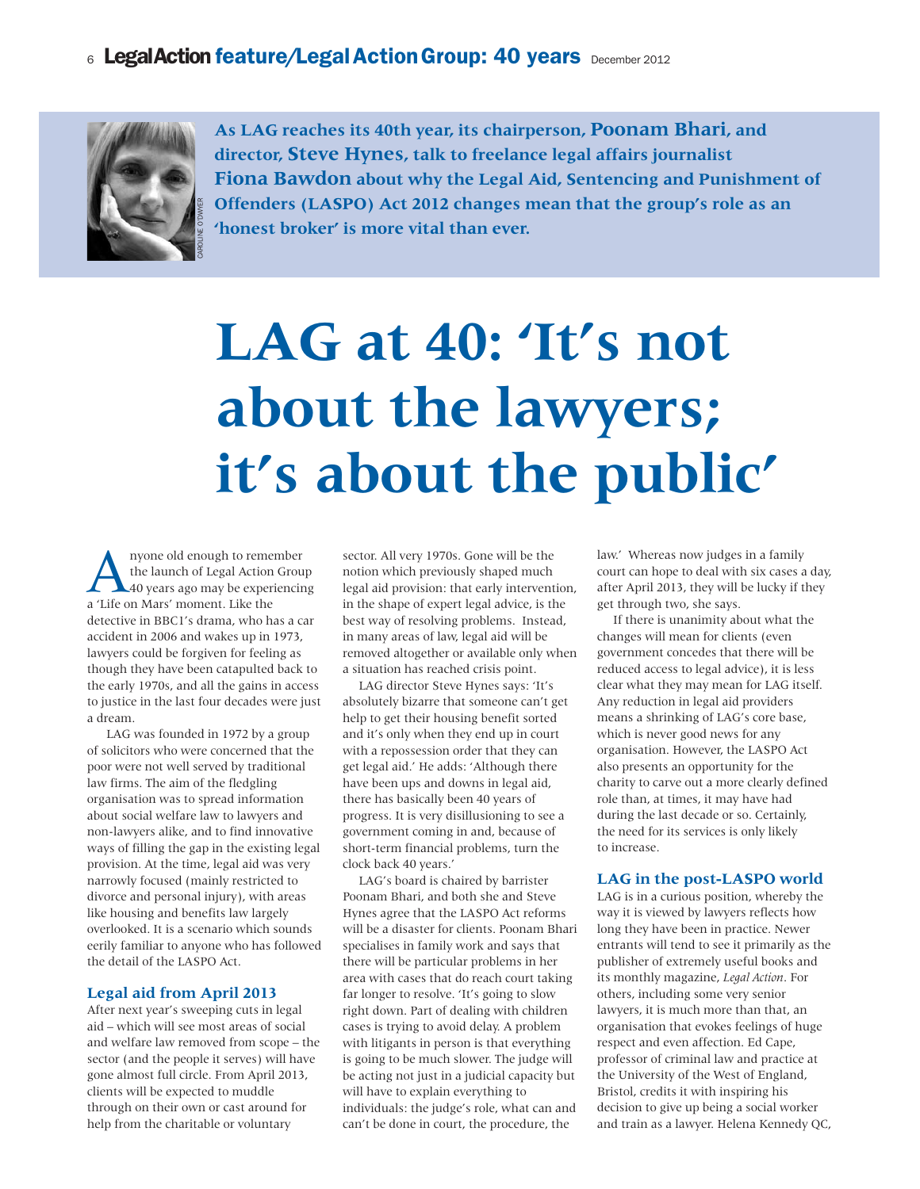As LAG reaches its 40th year, its chairperson, **Poonam Bhari**, and director, **Steve Hynes**, talk to freelance legal affairs journalist **Fiona Bawdon** about why the Legal Aid, Sentencing and Punishment of Offenders (LASPO) Act 2012 changes mean that the group's role as an 'honest broker' is more vital than ever.

# LAG at 40: 'It's not about the lawyers; it's about the public'

Anyone old enough to remember the launch of Legal Action Group 40 years ago may be experiencing a 'Life on Mars' moment. Like the detective in BBC1's drama, who has a car accident in 2006 and wakes up in 1973, lawyers could be forgiven for feeling as though they have been catapulted back to the early 1970s, and all the gains in access to justice in the last four decades were just a dream.

LAG was founded in 1972 by a group of solicitors who were concerned that the poor were not well served by traditional law firms. The aim of the fledgling organisation was to spread information about social welfare law to lawyers and non-lawyers alike, and to find innovative ways of filling the gap in the existing legal provision. At the time, legal aid was very narrowly focused (mainly restricted to divorce and personal injury), with areas like housing and benefits law largely overlooked. It is a scenario which sounds eerily familiar to anyone who has followed the detail of the LASPO Act.

## Legal aid from April 2013

After next year's sweeping cuts in legal aid – which will see most areas of social and welfare law removed from scope – the sector (and the people it serves) will have gone almost full circle. From April 2013, clients will be expected to muddle through on their own or cast around for help from the charitable or voluntary sector. All very 1970s. Gone will be the notion which previously shaped much legal aid provision: that early intervention, in the shape of expert legal advice, is the best way of resolving problems. Instead, in many areas of law, legal aid will be removed altogether or available only when a situation has reached crisis point.

LAG director Steve Hynes says: 'It's absolutely bizarre that someone can't get help to get their housing benefit sorted and it's only when they end up in court with a repossession order that they can get legal aid.' He adds: 'Although there have been ups and downs in legal aid, there has basically been 40 years of progress. It is very disillusioning to see a government coming in and, because of short-term financial problems, turn the clock back 40 years.'

LAG's board is chaired by barrister Poonam Bhari, and both she and Steve Hynes agree that the LASPO Act reforms will be a disaster for clients. Poonam Bhari specialises in family work and says that there will be particular problems in her area with cases that do reach court taking far longer to resolve. 'It's going to slow right down. Part of dealing with children cases is trying to avoid delay. A problem with litigants in person is that everything is going to be much slower. The judge will be acting not just in a judicial capacity but will have to explain everything to individuals: the judge's role, what can and can't be done in court, the procedure, the law.' Whereas now judges in a family court can hope to deal with six cases a day, after April 2013, they will be lucky if they get through two, she says.

If there is unanimity about what the changes will mean for clients (even government concedes that there will be reduced access to legal advice), it is less clear what they may mean for LAG itself. Any reduction in legal aid providers means a shrinking of LAG's core base, which is never good news for any organisation. However, the LASPO Act also presents an opportunity for the charity to carve out a more clearly defined role than, at times, it may have had during the last decade or so. Certainly, the need for its services is only likely to increase.

## LAG in the post-LASPO world

LAG is in a curious position, whereby the way it is viewed by lawyers reflects how long they have been in practice. Newer entrants will tend to see it primarily as the publisher of extremely useful books and its monthly magazine, *Legal Action*. For others, including some very senior lawyers, it is much more than that, an organisation that evokes feelings of huge respect and even affection. Ed Cape, professor of criminal law and practice at the University of the West of England, Bristol, credits it with inspiring his decision to give up being a social worker and train as a lawyer. Helena Kennedy QC,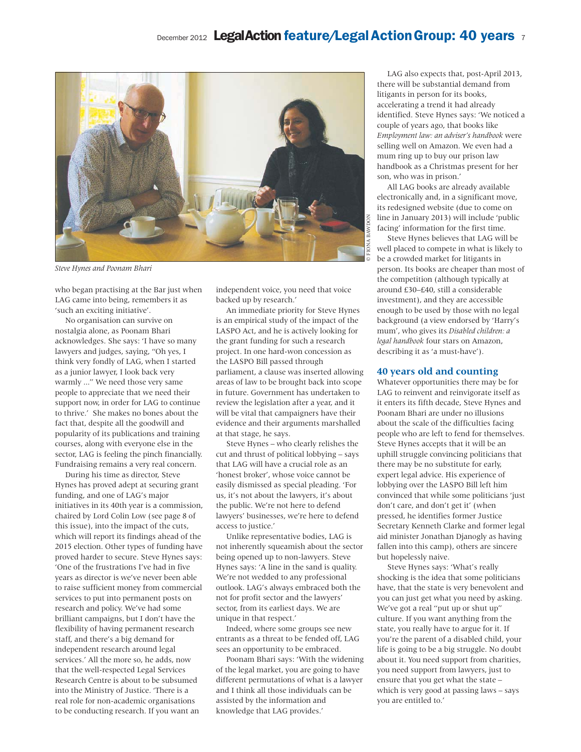*Steve Hynes and Poonam Bhari*

who began practising at the Bar just when LAG came into being, remembers it as 'such an exciting initiative'.

No organisation can survive on nostalgia alone, as Poonam Bhari acknowledges. She says: 'I have so many lawyers and judges, saying, "Oh yes, I think very fondly of LAG, when I started as a junior lawyer, I look back very warmly ..." We need those very same people to appreciate that we need their support now, in order for LAG to continue to thrive.' She makes no bones about the fact that, despite all the goodwill and popularity of its publications and training courses, along with everyone else in the sector, LAG is feeling the pinch financially. Fundraising remains a very real concern.

During his time as director, Steve Hynes has proved adept at securing grant funding, and one of LAG's major initiatives in its 40th year is a commission, chaired by Lord Colin Low (see page 8 of this issue), into the impact of the cuts, which will report its findings ahead of the 2015 election. Other types of funding have proved harder to secure. Steve Hynes says: 'One of the frustrations I've had in five years as director is we've never been able to raise sufficient money from commercial services to put into permanent posts on research and policy. We've had some brilliant campaigns, but I don't have the flexibility of having permanent research staff, and there's a big demand for independent research around legal services.' All the more so, he adds, now that the well-respected Legal Services Research Centre is about to be subsumed into the Ministry of Justice. 'There is a real role for non-academic organisations to be conducting research. If you want an independent voice, you need that voice backed up by research.'

An immediate priority for Steve Hynes is an empirical study of the impact of the LASPO Act, and he is actively looking for the grant funding for such a research project. In one hard-won concession as the LASPO Bill passed through parliament, a clause was inserted allowing areas of law to be brought back into scope in future. Government has undertaken to review the legislation after a year, and it will be vital that campaigners have their evidence and their arguments marshalled at that stage, he says.

Steve Hynes – who clearly relishes the cut and thrust of political lobbying – says that LAG will have a crucial role as an 'honest broker', whose voice cannot be easily dismissed as special pleading. 'For us, it's not about the lawyers, it's about the public. We're not here to defend lawyers' businesses, we're here to defend access to justice.'

Unlike representative bodies, LAG is not inherently squeamish about the sector being opened up to non-lawyers. Steve Hynes says: 'A line in the sand is quality. We're not wedded to any professional outlook. LAG's always embraced both the not for profit sector and the lawyers' sector, from its earliest days. We are unique in that respect.'

Indeed, where some groups see new entrants as a threat to be fended off, LAG sees an opportunity to be embraced.

Poonam Bhari says: 'With the widening of the legal market, you are going to have different permutations of what is a lawyer and I think all those individuals can be assisted by the information and knowledge that LAG provides.'

LAG also expects that, post-April 2013, there will be substantial demand from litigants in person for its books, accelerating a trend it had already identified. Steve Hynes says: 'We noticed a couple of years ago, that books like *Employment law: an adviser's handbook* were selling well on Amazon. We even had a mum ring up to buy our prison law handbook as a Christmas present for her son, who was in prison.'

All LAG books are already available electronically and, in a significant move, its redesigned website (due to come on line in January 2013) will include 'public facing' information for the first time.

Steve Hynes believes that LAG will be well placed to compete in what is likely to be a crowded market for litigants in person. Its books are cheaper than most of the competition (although typically at around £30–£40, still a considerable investment), and they are accessible enough to be used by those with no legal background (a view endorsed by 'Harry's mum', who gives its *Disabled children: a legal handbook* four stars on Amazon, describing it as 'a must-have').

## 40 years old and counting

Whatever opportunities there may be for LAG to reinvent and reinvigorate itself as it enters its fifth decade, Steve Hynes and Poonam Bhari are under no illusions about the scale of the difficulties facing people who are left to fend for themselves. Steve Hynes accepts that it will be an uphill struggle convincing politicians that there may be no substitute for early, expert legal advice. His experience of lobbying over the LASPO Bill left him convinced that while some politicians 'just don't care, and don't get it' (when pressed, he identifies former Justice Secretary Kenneth Clarke and former legal aid minister Jonathan Djanogly as having fallen into this camp), others are sincere but hopelessly naive.

Steve Hynes says: 'What's really shocking is the idea that some politicians have, that the state is very benevolent and you can just get what you need by asking. We've got a real "put up or shut up" culture. If you want anything from the state, you really have to argue for it. If you're the parent of a disabled child, your life is going to be a big struggle. No doubt about it. You need support from charities, you need support from lawyers, just to ensure that you get what the state – which is very good at passing laws – says you are entitled to.'